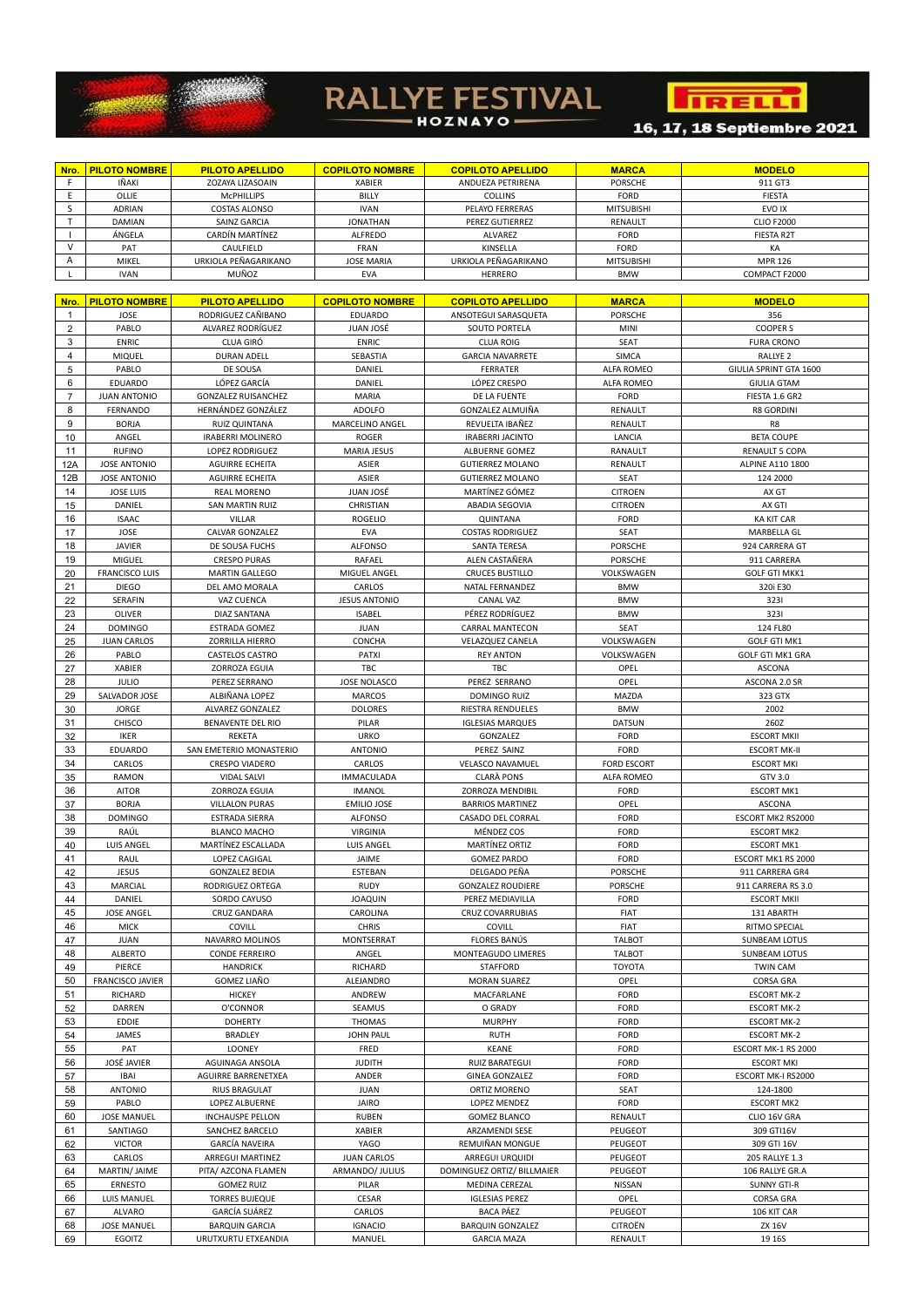# RALLYE FESTIVAL HOZNAYO

PIRELLI

16, 17, 18 Septiembre 2021

| Nro. | PILOTO NOMBRE | PILOTO APELLIDO | COPILOTO NOMBRE | COPILOTO APELLIDO | MARCA | MODELO |
|---|---|---|---|---|---|---|
| F | IÑAKI | ZOZAYA LIZASOAIN | XABIER | ANDUEZA PETRIRENA | PORSCHE | 911 GT3 |
| E | OLLIE | McPHILLIPS | BILLY | COLLINS | FORD | FIESTA |
| S | ADRIAN | COSTAS ALONSO | IVAN | PELAYO FERRERAS | MITSUBISHI | EVO IX |
| T | DAMIAN | SAINZ GARCIA | JONATHAN | PEREZ GUTIERREZ | RENAULT | CLIO F2000 |
| I | ÁNGELA | CARDÍN MARTÍNEZ | ALFREDO | ALVAREZ | FORD | FIESTA R2T |
| V | PAT | CAULFIELD | FRAN | KINSELLA | FORD | KA |
| A | MIKEL | URKIOLA PEÑAGARIKANO | JOSE MARIA | URKIOLA PEÑAGARIKANO | MITSUBISHI | MPR 126 |
| L | IVAN | MUÑOZ | EVA | HERRERO | BMW | COMPACT F2000 |

| Nro. | PILOTO NOMBRE | PILOTO APELLIDO | COPILOTO NOMBRE | COPILOTO APELLIDO | MARCA | MODELO |
|---|---|---|---|---|---|---|
| 1 | JOSE | RODRIGUEZ CAÑIBANO | EDUARDO | ANSOTEGUI SARASQUETA | PORSCHE | 356 |
| 2 | PABLO | ALVAREZ RODRÍGUEZ | JUAN JOSÉ | SOUTO PORTELA | MINI | COOPER S |
| 3 | ENRIC | CLUA GIRÓ | ENRIC | CLUA ROIG | SEAT | FURA CRONO |
| 4 | MIQUEL | DURAN ADELL | SEBASTIA | GARCIA NAVARRETE | SIMCA | RALLYE 2 |
| 5 | PABLO | DE SOUSA | DANIEL | FERRATER | ALFA ROMEO | GIULIA SPRINT GTA 1600 |
| 6 | EDUARDO | LÓPEZ GARCÍA | DANIEL | LÓPEZ CRESPO | ALFA ROMEO | GIULIA GTAM |
| 7 | JUAN ANTONIO | GONZALEZ RUISANCHEZ | MARIA | DE LA FUENTE | FORD | FIESTA 1.6 GR2 |
| 8 | FERNANDO | HERNÁNDEZ GONZÁLEZ | ADOLFO | GONZALEZ ALMUIÑA | RENAULT | R8 GORDINI |
| 9 | BORJA | RUIZ QUINTANA | MARCELINO ANGEL | REVUELTA IBAÑEZ | RENAULT | R8 |
| 10 | ANGEL | IRABERRI MOLINERO | ROGER | IRABERRI JACINTO | LANCIA | BETA COUPE |
| 11 | RUFINO | LOPEZ RODRIGUEZ | MARIA JESUS | ALBUERNE GOMEZ | RANAULT | RENAULT 5 COPA |
| 12A | JOSE ANTONIO | AGUIRRE ECHEITA | ASIER | GUTIERREZ MOLANO | RENAULT | ALPINE A110 1800 |
| 12B | JOSE ANTONIO | AGUIRRE ECHEITA | ASIER | GUTIERREZ MOLANO | SEAT | 124 2000 |
| 14 | JOSE LUIS | REAL MORENO | JUAN JOSÉ | MARTÍNEZ GÓMEZ | CITROEN | AX GT |
| 15 | DANIEL | SAN MARTIN RUIZ | CHRISTIAN | ABADIA SEGOVIA | CITROEN | AX GTI |
| 16 | ISAAC | VILLAR | ROGELIO | QUINTANA | FORD | KA KIT CAR |
| 17 | JOSE | CALVAR GONZALEZ | EVA | COSTAS RODRIGUEZ | SEAT | MARBELLA GL |
| 18 | JAVIER | DE SOUSA FUCHS | ALFONSO | SANTA TERESA | PORSCHE | 924 CARRERA GT |
| 19 | MIGUEL | CRESPO PURAS | RAFAEL | ALEN CASTAÑERA | PORSCHE | 911 CARRERA |
| 20 | FRANCISCO LUIS | MARTIN GALLEGO | MIGUEL ANGEL | CRUCES BUSTILLO | VOLKSWAGEN | GOLF GTI MKK1 |
| 21 | DIEGO | DEL AMO MORALA | CARLOS | NATAL FERNANDEZ | BMW | 320i E30 |
| 22 | SERAFIN | VAZ CUENCA | JESUS ANTONIO | CANAL VAZ | BMW | 323I |
| 23 | OLIVER | DIAZ SANTANA | ISABEL | PÉREZ RODRÍGUEZ | BMW | 323I |
| 24 | DOMINGO | ESTRADA GOMEZ | JUAN | CARRAL MANTECON | SEAT | 124 FL80 |
| 25 | JUAN CARLOS | ZORRILLA HIERRO | CONCHA | VELAZQUEZ CANELA | VOLKSWAGEN | GOLF GTI MK1 |
| 26 | PABLO | CASTELOS CASTRO | PATXI | REY ANTON | VOLKSWAGEN | GOLF GTI MK1 GRA |
| 27 | XABIER | ZORROZA EGUIA | TBC | TBC | OPEL | ASCONA |
| 28 | JULIO | PEREZ SERRANO | JOSE NOLASCO | PEREZ SERRANO | OPEL | ASCONA 2.0 SR |
| 29 | SALVADOR JOSE | ALBIÑANA LOPEZ | MARCOS | DOMINGO RUIZ | MAZDA | 323 GTX |
| 30 | JORGE | ALVAREZ GONZALEZ | DOLORES | RIESTRA RENDUELES | BMW | 2002 |
| 31 | CHISCO | BENAVENTE DEL RIO | PILAR | IGLESIAS MARQUES | DATSUN | 260Z |
| 32 | IKER | REKETA | URKO | GONZALEZ | FORD | ESCORT MKII |
| 33 | EDUARDO | SAN EMETERIO MONASTERIO | ANTONIO | PEREZ SAINZ | FORD | ESCORT MK-II |
| 34 | CARLOS | CRESPO VIADERO | CARLOS | VELASCO NAVAMUEL | FORD ESCORT | ESCORT MKI |
| 35 | RAMON | VIDAL SALVI | IMMACULADA | CLARÀ PONS | ALFA ROMEO | GTV 3.0 |
| 36 | AITOR | ZORROZA EGUIA | IMANOL | ZORROZA MENDIBIL | FORD | ESCORT MK1 |
| 37 | BORJA | VILLALON PURAS | EMILIO JOSE | BARRIOS MARTINEZ | OPEL | ASCONA |
| 38 | DOMINGO | ESTRADA SIERRA | ALFONSO | CASADO DEL CORRAL | FORD | ESCORT MK2 RS2000 |
| 39 | RAÚL | BLANCO MACHO | VIRGINIA | MÉNDEZ COS | FORD | ESCORT MK2 |
| 40 | LUIS ANGEL | MARTÍNEZ ESCALLADA | LUIS ANGEL | MARTÍNEZ ORTIZ | FORD | ESCORT MK1 |
| 41 | RAUL | LOPEZ CAGIGAL | JAIME | GOMEZ PARDO | FORD | ESCORT MK1 RS 2000 |
| 42 | JESUS | GONZALEZ BEDIA | ESTEBAN | DELGADO PEÑA | PORSCHE | 911 CARRERA GR4 |
| 43 | MARCIAL | RODRIGUEZ ORTEGA | RUDY | GONZALEZ ROUDIERE | PORSCHE | 911 CARRERA RS 3.0 |
| 44 | DANIEL | SORDO CAYUSO | JOAQUIN | PEREZ MEDIAVILLA | FORD | ESCORT MKII |
| 45 | JOSE ANGEL | CRUZ GANDARA | CAROLINA | CRUZ COVARRUBIAS | FIAT | 131 ABARTH |
| 46 | MICK | COVILL | CHRIS | COVILL | FIAT | RITMO SPECIAL |
| 47 | JUAN | NAVARRO MOLINOS | MONTSERRAT | FLORES BANÚS | TALBOT | SUNBEAM LOTUS |
| 48 | ALBERTO | CONDE FERREIRO | ANGEL | MONTEAGUDO LIMERES | TALBOT | SUNBEAM LOTUS |
| 49 | PIERCE | HANDRICK | RICHARD | STAFFORD | TOYOTA | TWIN CAM |
| 50 | FRANCISCO JAVIER | GOMEZ LIAÑO | ALEJANDRO | MORAN SUAREZ | OPEL | CORSA GRA |
| 51 | RICHARD | HICKEY | ANDREW | MACFARLANE | FORD | ESCORT MK-2 |
| 52 | DARREN | O'CONNOR | SEAMUS | O GRADY | FORD | ESCORT MK-2 |
| 53 | EDDIE | DOHERTY | THOMAS | MURPHY | FORD | ESCORT MK-2 |
| 54 | JAMES | BRADLEY | JOHN PAUL | RUTH | FORD | ESCORT MK-2 |
| 55 | PAT | LOONEY | FRED | KEANE | FORD | ESCORT MK-1 RS 2000 |
| 56 | JOSÉ JAVIER | AGUINAGA ANSOLA | JUDITH | RUIZ BARATEGUI | FORD | ESCORT MKI |
| 57 | IBAI | AGUIRRE BARRENETXEA | ANDER | GINEA GONZALEZ | FORD | ESCORT MK-I RS2000 |
| 58 | ANTONIO | RIUS BRAGULAT | JUAN | ORTIZ MORENO | SEAT | 124-1800 |
| 59 | PABLO | LOPEZ ALBUERNE | JAIRO | LOPEZ MENDEZ | FORD | ESCORT MK2 |
| 60 | JOSE MANUEL | INCHAUSPE PELLON | RUBEN | GOMEZ BLANCO | RENAULT | CLIO 16V GRA |
| 61 | SANTIAGO | SANCHEZ BARCELO | XABIER | ARZAMENDI SESE | PEUGEOT | 309 GTI16V |
| 62 | VICTOR | GARCÍA NAVEIRA | YAGO | REMUIÑAN MONGUE | PEUGEOT | 309 GTI 16V |
| 63 | CARLOS | ARREGUI MARTINEZ | JUAN CARLOS | ARREGUI URQUIDI | PEUGEOT | 205 RALLYE 1.3 |
| 64 | MARTIN/ JAIME | PITA/ AZCONA FLAMEN | ARMANDO/ JULIUS | DOMINGUEZ ORTIZ/ BILLMAIER | PEUGEOT | 106 RALLYE GR.A |
| 65 | ERNESTO | GOMEZ RUIZ | PILAR | MEDINA CEREZAL | NISSAN | SUNNY GTI-R |
| 66 | LUIS MANUEL | TORRES BUJEQUE | CESAR | IGLESIAS PEREZ | OPEL | CORSA GRA |
| 67 | ALVARO | GARCÍA SUÁREZ | CARLOS | BACA PÁEZ | PEUGEOT | 106 KIT CAR |
| 68 | JOSE MANUEL | BARQUIN GARCIA | IGNACIO | BARQUIN GONZALEZ | CITROËN | ZX 16V |
| 69 | EGOITZ | URUTXURTU ETXEANDIA | MANUEL | GARCIA MAZA | RENAULT | 19 16S |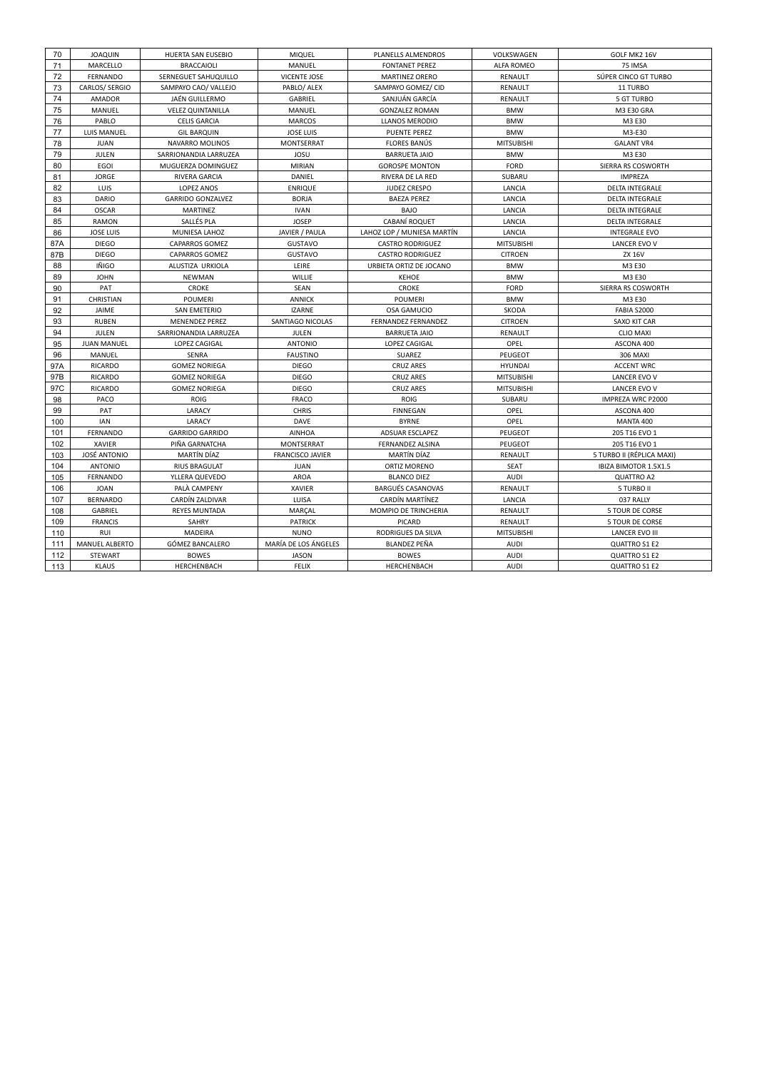| | | | | | | |
|---|---|---|---|---|---|---|
| 70 | JOAQUIN | HUERTA SAN EUSEBIO | MIQUEL | PLANELLS ALMENDROS | VOLKSWAGEN | GOLF MK2 16V |
| 71 | MARCELLO | BRACCAIOLI | MANUEL | FONTANET PEREZ | ALFA ROMEO | 75 IMSA |
| 72 | FERNANDO | SERNEGUET SAHUQUILLO | VICENTE JOSE | MARTINEZ ORERO | RENAULT | SÚPER CINCO GT TURBO |
| 73 | CARLOS/ SERGIO | SAMPAYO CAO/ VALLEJO | PABLO/ ALEX | SAMPAYO GOMEZ/ CID | RENAULT | 11 TURBO |
| 74 | AMADOR | JAÉN GUILLERMO | GABRIEL | SANJUÁN GARCÍA | RENAULT | 5 GT TURBO |
| 75 | MANUEL | VELEZ QUINTANILLA | MANUEL | GONZALEZ ROMAN | BMW | M3 E30 GRA |
| 76 | PABLO | CELIS GARCIA | MARCOS | LLANOS MERODIO | BMW | M3 E30 |
| 77 | LUIS MANUEL | GIL BARQUIN | JOSE LUIS | PUENTE PEREZ | BMW | M3-E30 |
| 78 | JUAN | NAVARRO MOLINOS | MONTSERRAT | FLORES BANÚS | MITSUBISHI | GALANT VR4 |
| 79 | JULEN | SARRIONANDIA LARRUZEA | JOSU | BARRUETA JAIO | BMW | M3 E30 |
| 80 | EGOI | MUGUERZA DOMINGUEZ | MIRIAN | GOROSPE MONTON | FORD | SIERRA RS COSWORTH |
| 81 | JORGE | RIVERA GARCIA | DANIEL | RIVERA DE LA RED | SUBARU | IMPREZA |
| 82 | LUIS | LOPEZ ANOS | ENRIQUE | JUDEZ CRESPO | LANCIA | DELTA INTEGRALE |
| 83 | DARIO | GARRIDO GONZALVEZ | BORJA | BAEZA PEREZ | LANCIA | DELTA INTEGRALE |
| 84 | OSCAR | MARTINEZ | IVAN | BAJO | LANCIA | DELTA INTEGRALE |
| 85 | RAMON | SALLÉS PLA | JOSEP | CABANÍ ROQUET | LANCIA | DELTA INTEGRALE |
| 86 | JOSE LUIS | MUNIESA LAHOZ | JAVIER / PAULA | LAHOZ LOP / MUNIESA MARTÍN | LANCIA | INTEGRALE EVO |
| 87A | DIEGO | CAPARROS GOMEZ | GUSTAVO | CASTRO RODRIGUEZ | MITSUBISHI | LANCER EVO V |
| 87B | DIEGO | CAPARROS GOMEZ | GUSTAVO | CASTRO RODRIGUEZ | CITROEN | ZX 16V |
| 88 | IÑIGO | ALUSTIZA URKIOLA | LEIRE | URBIETA ORTIZ DE JOCANO | BMW | M3 E30 |
| 89 | JOHN | NEWMAN | WILLIE | KEHOE | BMW | M3 E30 |
| 90 | PAT | CROKE | SEAN | CROKE | FORD | SIERRA RS COSWORTH |
| 91 | CHRISTIAN | POUMERI | ANNICK | POUMERI | BMW | M3 E30 |
| 92 | JAIME | SAN EMETERIO | IZARNE | OSA GAMUCIO | SKODA | FABIA S2000 |
| 93 | RUBEN | MENENDEZ PEREZ | SANTIAGO NICOLAS | FERNANDEZ FERNANDEZ | CITROEN | SAXO KIT CAR |
| 94 | JULEN | SARRIONANDIA LARRUZEA | JULEN | BARRUETA JAIO | RENAULT | CLIO MAXI |
| 95 | JUAN MANUEL | LOPEZ CAGIGAL | ANTONIO | LOPEZ CAGIGAL | OPEL | ASCONA 400 |
| 96 | MANUEL | SENRA | FAUSTINO | SUAREZ | PEUGEOT | 306 MAXI |
| 97A | RICARDO | GOMEZ NORIEGA | DIEGO | CRUZ ARES | HYUNDAI | ACCENT WRC |
| 97B | RICARDO | GOMEZ NORIEGA | DIEGO | CRUZ ARES | MITSUBISHI | LANCER EVO V |
| 97C | RICARDO | GOMEZ NORIEGA | DIEGO | CRUZ ARES | MITSUBISHI | LANCER EVO V |
| 98 | PACO | ROIG | FRACO | ROIG | SUBARU | IMPREZA WRC P2000 |
| 99 | PAT | LARACY | CHRIS | FINNEGAN | OPEL | ASCONA 400 |
| 100 | IAN | LARACY | DAVE | BYRNE | OPEL | MANTA 400 |
| 101 | FERNANDO | GARRIDO GARRIDO | AINHOA | ADSUAR ESCLAPEZ | PEUGEOT | 205 T16 EVO 1 |
| 102 | XAVIER | PIÑA GARNATCHA | MONTSERRAT | FERNANDEZ ALSINA | PEUGEOT | 205 T16 EVO 1 |
| 103 | JOSÉ ANTONIO | MARTÍN DÍAZ | FRANCISCO JAVIER | MARTÍN DÍAZ | RENAULT | 5 TURBO II (RÉPLICA MAXI) |
| 104 | ANTONIO | RIUS BRAGULAT | JUAN | ORTIZ MORENO | SEAT | IBIZA BIMOTOR 1.5X1.5 |
| 105 | FERNANDO | YLLERA QUEVEDO | AROA | BLANCO DIEZ | AUDI | QUATTRO A2 |
| 106 | JOAN | PALÀ CAMPENY | XAVIER | BARGUÉS CASANOVAS | RENAULT | 5 TURBO II |
| 107 | BERNARDO | CARDÍN ZALDIVAR | LUISA | CARDÍN MARTÍNEZ | LANCIA | 037 RALLY |
| 108 | GABRIEL | REYES MUNTADA | MARÇAL | MOMPIO DE TRINCHERIA | RENAULT | 5 TOUR DE CORSE |
| 109 | FRANCIS | SAHRY | PATRICK | PICARD | RENAULT | 5 TOUR DE CORSE |
| 110 | RUI | MADEIRA | NUNO | RODRIGUES DA SILVA | MITSUBISHI | LANCER EVO III |
| 111 | MANUEL ALBERTO | GÓMEZ BANCALERO | MARÍA DE LOS ÁNGELES | BLANDEZ PEÑA | AUDI | QUATTRO S1 E2 |
| 112 | STEWART | BOWES | JASON | BOWES | AUDI | QUATTRO S1 E2 |
| 113 | KLAUS | HERCHENBACH | FELIX | HERCHENBACH | AUDI | QUATTRO S1 E2 |